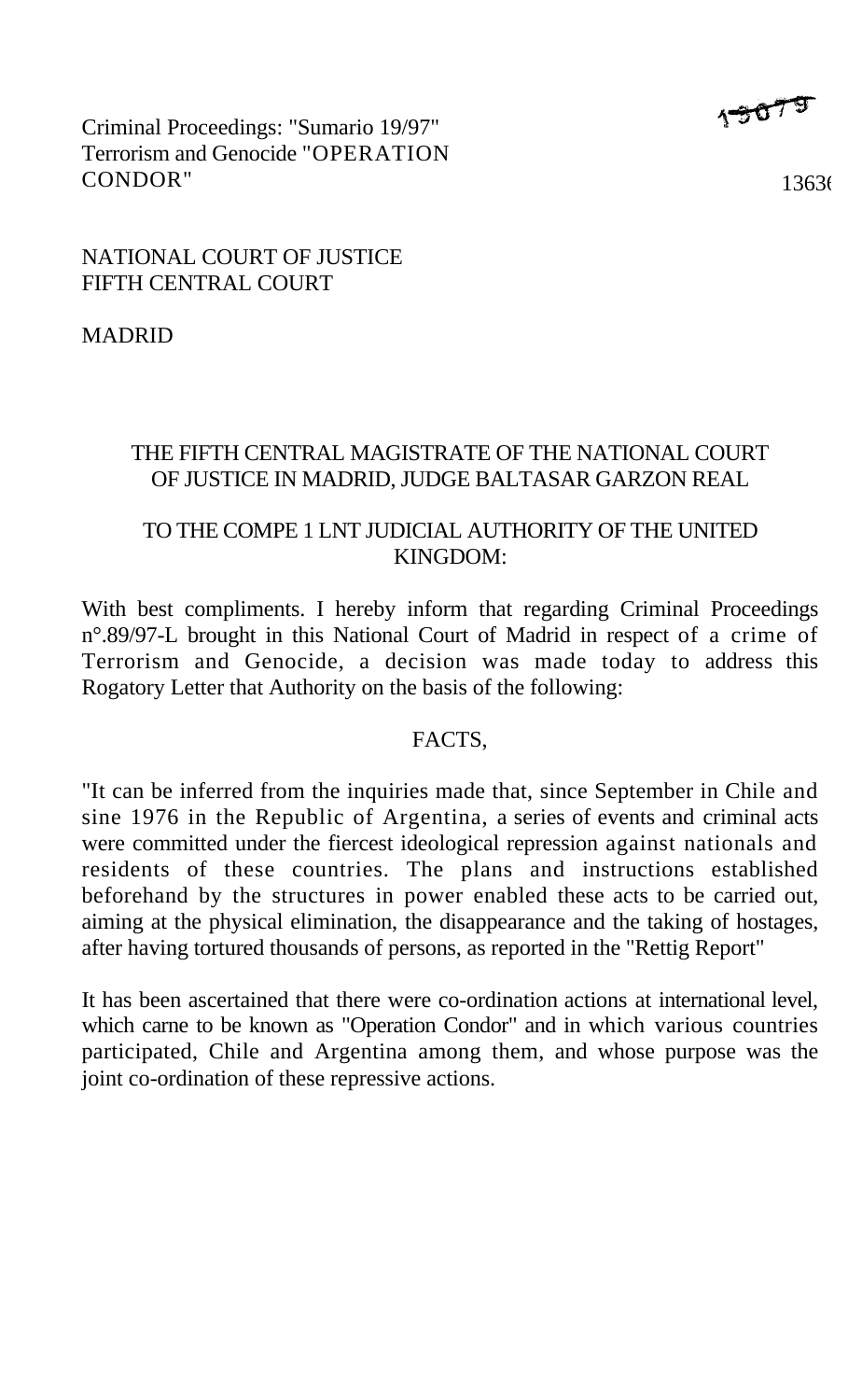Criminal Proceedings: "Sumario 19/97"
Terrorism and Genocide "OPERATION CONDOR"

NATIONAL COURT OF JUSTICE
FIFTH CENTRAL COURT

MADRID

THE FIFTH CENTRAL MAGISTRATE OF THE NATIONAL COURT OF JUSTICE IN MADRID, JUDGE BALTASAR GARZON REAL

TO THE COMPE 1 LNT JUDICIAL AUTHORITY OF THE UNITED KINGDOM:

With best compliments. I hereby inform that regarding Criminal Proceedings n°.89/97-L brought in this National Court of Madrid in respect of a crime of Terrorism and Genocide, a decision was made today to address this Rogatory Letter that Authority on the basis of the following:

FACTS,

"It can be inferred from the inquiries made that, since September in Chile and sine 1976 in the Republic of Argentina, a series of events and criminal acts were committed under the fiercest ideological repression against nationals and residents of these countries. The plans and instructions established beforehand by the structures in power enabled these acts to be carried out, aiming at the physical elimination, the disappearance and the taking of hostages, after having tortured thousands of persons, as reported in the "Rettig Report"

It has been ascertained that there were co-ordination actions at international level, which carne to be known as "Operation Condor" and in which various countries participated, Chile and Argentina among them, and whose purpose was the joint co-ordination of these repressive actions.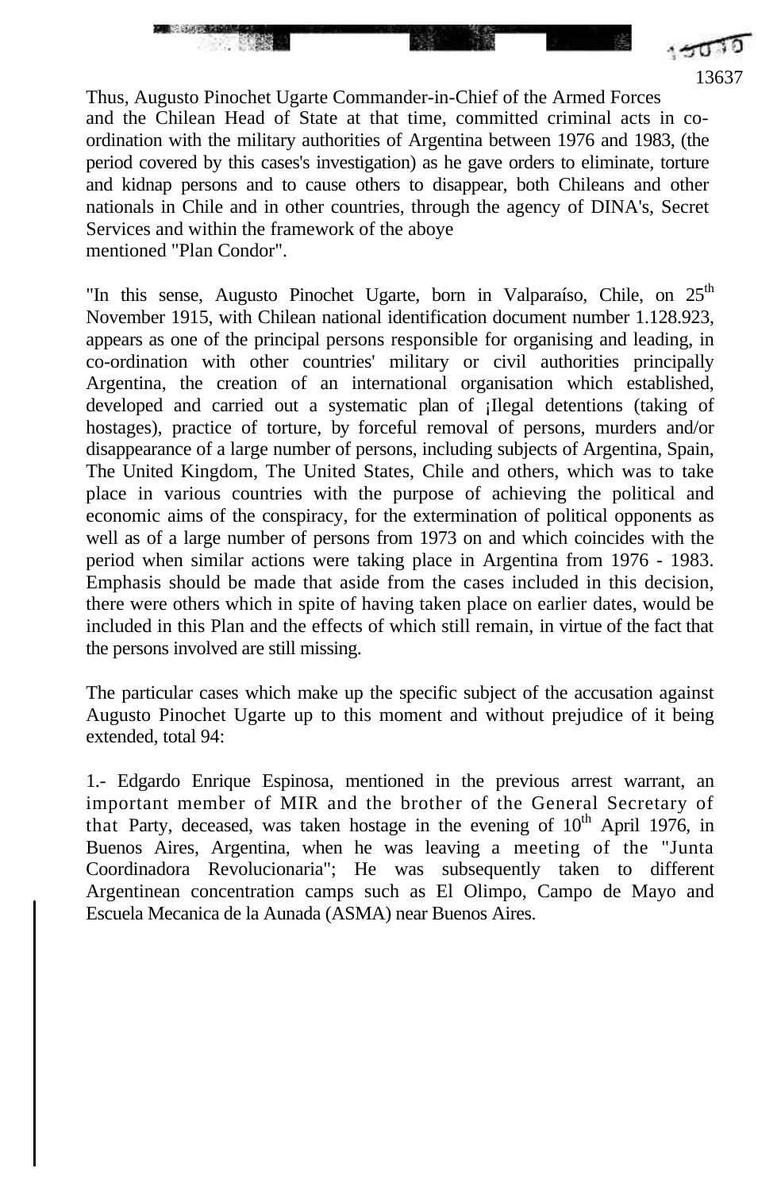Thus, Augusto Pinochet Ugarte Commander-in-Chief of the Armed Forces and the Chilean Head of State at that time, committed criminal acts in co-ordination with the military authorities of Argentina between 1976 and 1983, (the period covered by this cases's investigation) as he gave orders to eliminate, torture and kidnap persons and to cause others to disappear, both Chileans and other nationals in Chile and in other countries, through the agency of DINA's, Secret Services and within the framework of the aboye mentioned "Plan Condor".

"In this sense, Augusto Pinochet Ugarte, born in Valparaíso, Chile, on 25th November 1915, with Chilean national identification document number 1.128.923, appears as one of the principal persons responsible for organising and leading, in co-ordination with other countries' military or civil authorities principally Argentina, the creation of an international organisation which established, developed and carried out a systematic plan of ¡Ilegal detentions (taking of hostages), practice of torture, by forceful removal of persons, murders and/or disappearance of a large number of persons, including subjects of Argentina, Spain, The United Kingdom, The United States, Chile and others, which was to take place in various countries with the purpose of achieving the political and economic aims of the conspiracy, for the extermination of political opponents as well as of a large number of persons from 1973 on and which coincides with the period when similar actions were taking place in Argentina from 1976 - 1983. Emphasis should be made that aside from the cases included in this decision, there were others which in spite of having taken place on earlier dates, would be included in this Plan and the effects of which still remain, in virtue of the fact that the persons involved are still missing.

The particular cases which make up the specific subject of the accusation against Augusto Pinochet Ugarte up to this moment and without prejudice of it being extended, total 94:

1.- Edgardo Enrique Espinosa, mentioned in the previous arrest warrant, an important member of MIR and the brother of the General Secretary of that Party, deceased, was taken hostage in the evening of 10th April 1976, in Buenos Aires, Argentina, when he was leaving a meeting of the "Junta Coordinadora Revolucionaria"; He was subsequently taken to different Argentinean concentration camps such as El Olimpo, Campo de Mayo and Escuela Mecanica de la Aunada (ASMA) near Buenos Aires.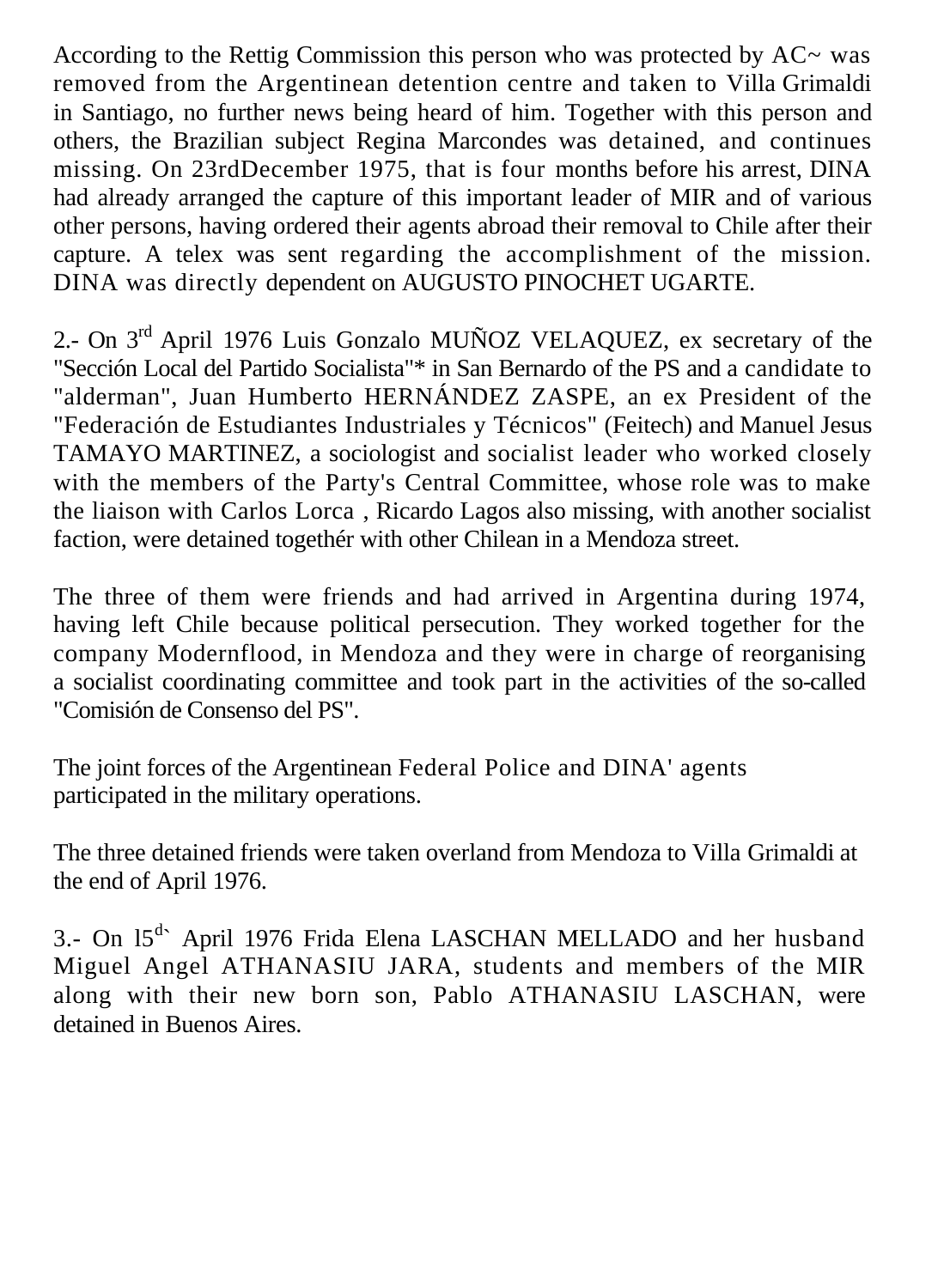According to the Rettig Commission this person who was protected by AC~ was removed from the Argentinean detention centre and taken to Villa Grimaldi in Santiago, no further news being heard of him. Together with this person and others, the Brazilian subject Regina Marcondes was detained, and continues missing. On 23rdDecember 1975, that is four months before his arrest, DINA had already arranged the capture of this important leader of MIR and of various other persons, having ordered their agents abroad their removal to Chile after their capture. A telex was sent regarding the accomplishment of the mission. DINA was directly dependent on AUGUSTO PINOCHET UGARTE.

2.- On 3rd April 1976 Luis Gonzalo MUÑOZ VELAQUEZ, ex secretary of the "Sección Local del Partido Socialista"* in San Bernardo of the PS and a candidate to "alderman", Juan Humberto HERNÁNDEZ ZASPE, an ex President of the "Federación de Estudiantes Industriales y Técnicos" (Feitech) and Manuel Jesus TAMAYO MARTINEZ, a sociologist and socialist leader who worked closely with the members of the Party's Central Committee, whose role was to make the liaison with Carlos Lorca , Ricardo Lagos also missing, with another socialist faction, were detained togethér with other Chilean in a Mendoza street.

The three of them were friends and had arrived in Argentina during 1974, having left Chile because political persecution. They worked together for the company Modernflood, in Mendoza and they were in charge of reorganising a socialist coordinating committee and took part in the activities of the so-called "Comisión de Consenso del PS".

The joint forces of the Argentinean Federal Police and DINA' agents participated in the military operations.

The three detained friends were taken overland from Mendoza to Villa Grimaldi at the end of April 1976.

3.- On l5d` April 1976 Frida Elena LASCHAN MELLADO and her husband Miguel Angel ATHANASIU JARA, students and members of the MIR along with their new born son, Pablo ATHANASIU LASCHAN, were detained in Buenos Aires.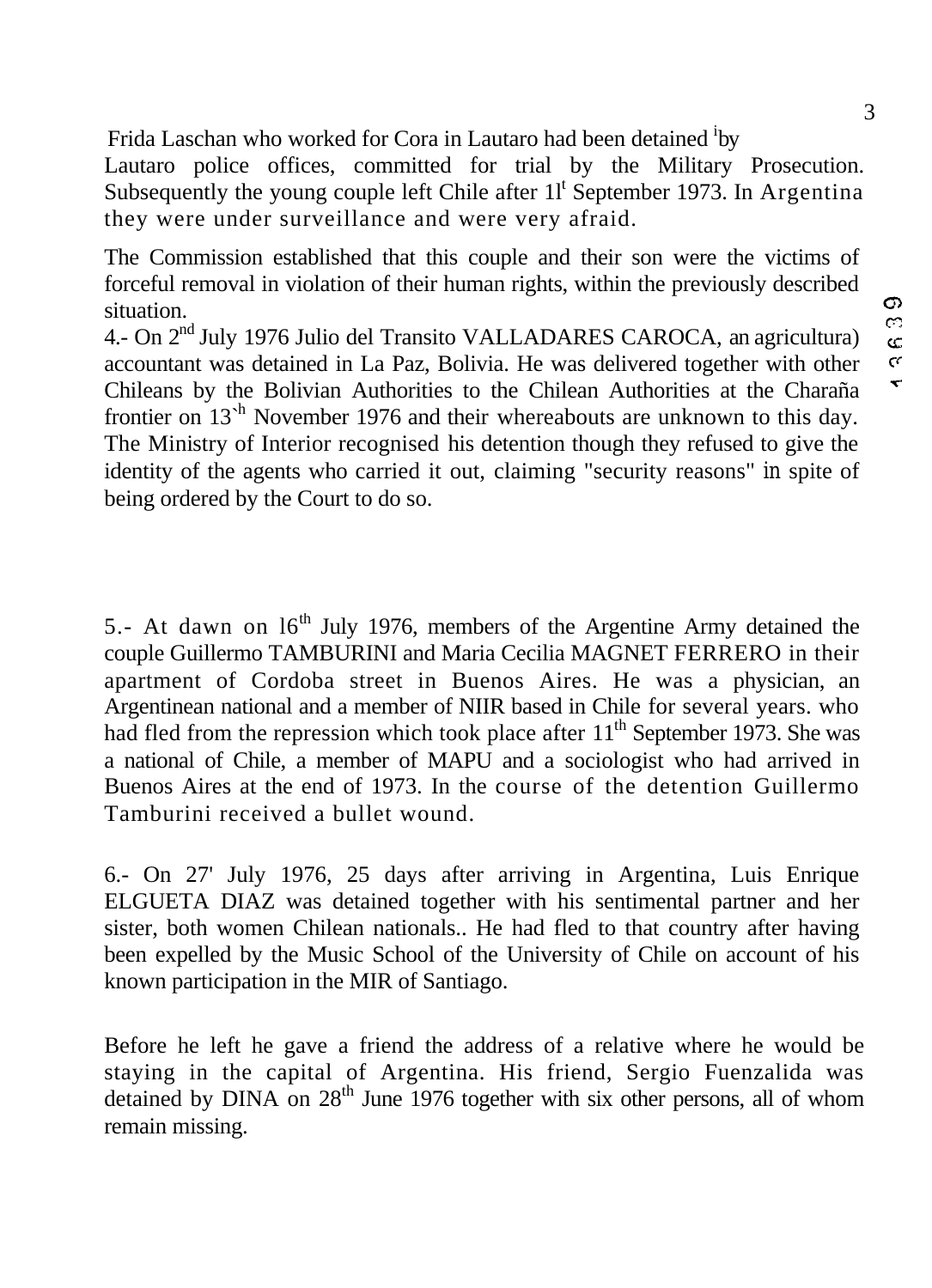Frida Laschan who worked for Cora in Lautaro had been detained [i]by Lautaro police offices, committed for trial by the Military Prosecution. Subsequently the young couple left Chile after 1l[t] September 1973. In Argentina they were under surveillance and were very afraid.

The Commission established that this couple and their son were the victims of forceful removal in violation of their human rights, within the previously described situation.

4.- On 2[nd] July 1976 Julio del Transito VALLADARES CAROCA, an agricultura) accountant was detained in La Paz, Bolivia. He was delivered together with other Chileans by the Bolivian Authorities to the Chilean Authorities at the Charaña frontier on 13[th] November 1976 and their whereabouts are unknown to this day. The Ministry of Interior recognised his detention though they refused to give the identity of the agents who carried it out, claiming "security reasons" in spite of being ordered by the Court to do so.

5.- At dawn on l6[th] July 1976, members of the Argentine Army detained the couple Guillermo TAMBURINI and Maria Cecilia MAGNET FERRERO in their apartment of Cordoba street in Buenos Aires. He was a physician, an Argentinean national and a member of NIIR based in Chile for several years. who had fled from the repression which took place after 11[th] September 1973. She was a national of Chile, a member of MAPU and a sociologist who had arrived in Buenos Aires at the end of 1973. In the course of the detention Guillermo Tamburini received a bullet wound.

6.- On 27' July 1976, 25 days after arriving in Argentina, Luis Enrique ELGUETA DIAZ was detained together with his sentimental partner and her sister, both women Chilean nationals.. He had fled to that country after having been expelled by the Music School of the University of Chile on account of his known participation in the MIR of Santiago.

Before he left he gave a friend the address of a relative where he would be staying in the capital of Argentina. His friend, Sergio Fuenzalida was detained by DINA on 28[th] June 1976 together with six other persons, all of whom remain missing.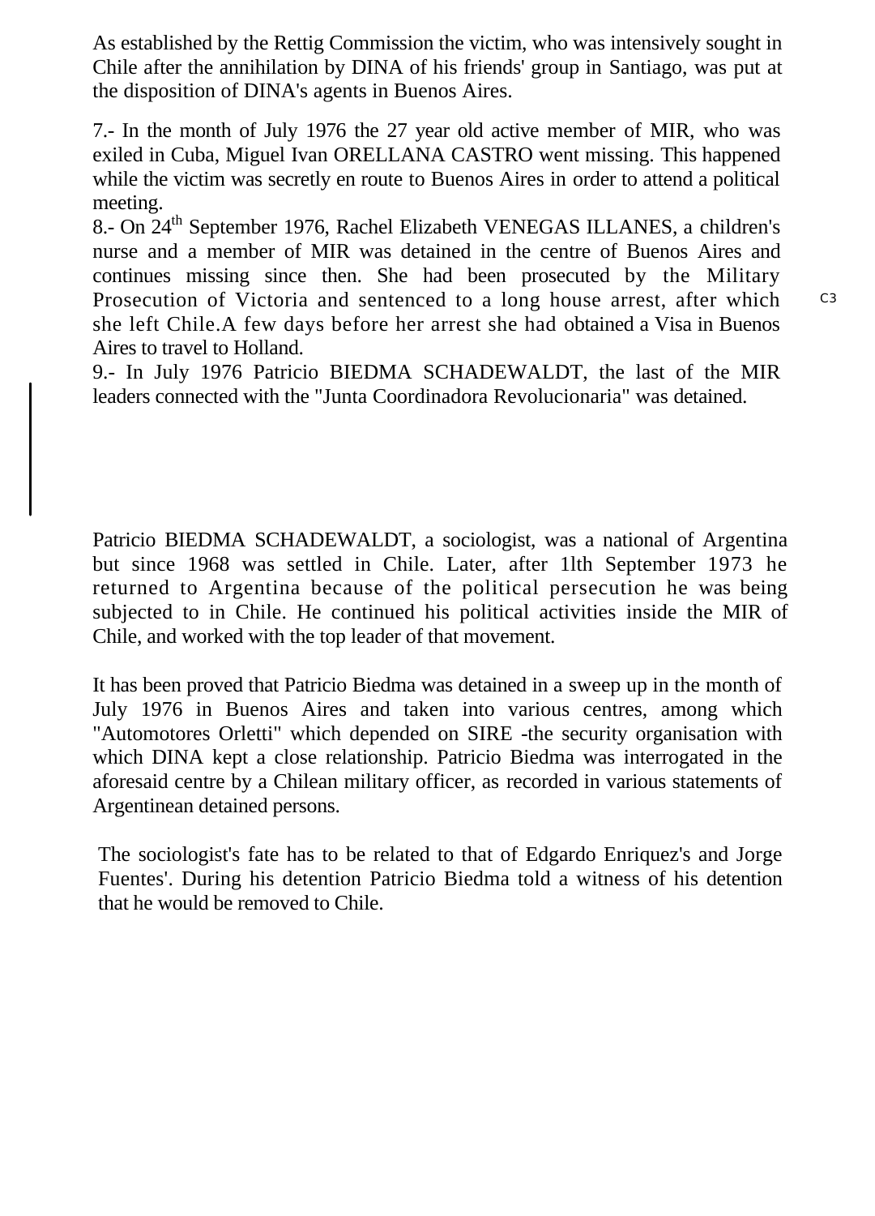As established by the Rettig Commission the victim, who was intensively sought in Chile after the annihilation by DINA of his friends' group in Santiago, was put at the disposition of DINA's agents in Buenos Aires.

7.- In the month of July 1976 the 27 year old active member of MIR, who was exiled in Cuba, Miguel Ivan ORELLANA CASTRO went missing. This happened while the victim was secretly en route to Buenos Aires in order to attend a political meeting.

8.- On 24th September 1976, Rachel Elizabeth VENEGAS ILLANES, a children's nurse and a member of MIR was detained in the centre of Buenos Aires and continues missing since then. She had been prosecuted by the Military Prosecution of Victoria and sentenced to a long house arrest, after which she left Chile.A few days before her arrest she had obtained a Visa in Buenos Aires to travel to Holland.

C3

9.- In July 1976 Patricio BIEDMA SCHADEWALDT, the last of the MIR leaders connected with the "Junta Coordinadora Revolucionaria" was detained.

Patricio BIEDMA SCHADEWALDT, a sociologist, was a national of Argentina but since 1968 was settled in Chile. Later, after 1lth September 1973 he returned to Argentina because of the political persecution he was being subjected to in Chile. He continued his political activities inside the MIR of Chile, and worked with the top leader of that movement.

It has been proved that Patricio Biedma was detained in a sweep up in the month of July 1976 in Buenos Aires and taken into various centres, among which "Automotores Orletti" which depended on SIRE -the security organisation with which DINA kept a close relationship. Patricio Biedma was interrogated in the aforesaid centre by a Chilean military officer, as recorded in various statements of Argentinean detained persons.

The sociologist's fate has to be related to that of Edgardo Enriquez's and Jorge Fuentes'. During his detention Patricio Biedma told a witness of his detention that he would be removed to Chile.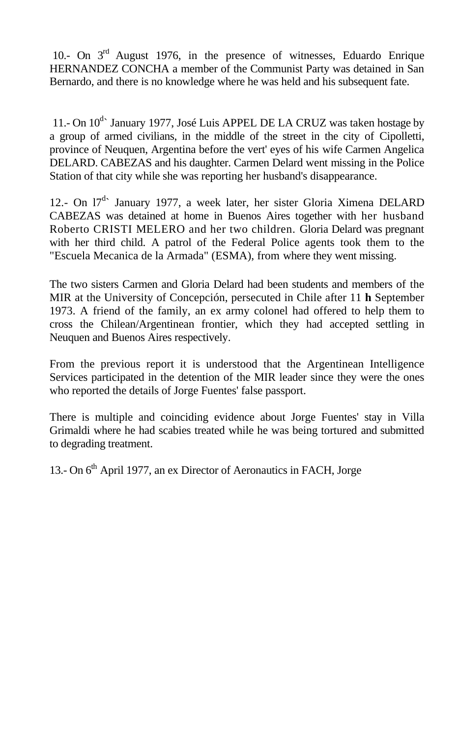10.- On 3rd August 1976, in the presence of witnesses, Eduardo Enrique HERNANDEZ CONCHA a member of the Communist Party was detained in San Bernardo, and there is no knowledge where he was held and his subsequent fate.

11.- On 10d` January 1977, José Luis APPEL DE LA CRUZ was taken hostage by a group of armed civilians, in the middle of the street in the city of Cipolletti, province of Neuquen, Argentina before the vert' eyes of his wife Carmen Angelica DELARD. CABEZAS and his daughter. Carmen Delard went missing in the Police Station of that city while she was reporting her husband's disappearance.

12.- On l7d` January 1977, a week later, her sister Gloria Ximena DELARD CABEZAS was detained at home in Buenos Aires together with her husband Roberto CRISTI MELERO and her two children. Gloria Delard was pregnant with her third child. A patrol of the Federal Police agents took them to the "Escuela Mecanica de la Armada" (ESMA), from where they went missing.

The two sisters Carmen and Gloria Delard had been students and members of the MIR at the University of Concepción, persecuted in Chile after 11 **h** September 1973. A friend of the family, an ex army colonel had offered to help them to cross the Chilean/Argentinean frontier, which they had accepted settling in Neuquen and Buenos Aires respectively.

From the previous report it is understood that the Argentinean Intelligence Services participated in the detention of the MIR leader since they were the ones who reported the details of Jorge Fuentes' false passport.

There is multiple and coinciding evidence about Jorge Fuentes' stay in Villa Grimaldi where he had scabies treated while he was being tortured and submitted to degrading treatment.

13.- On 6th April 1977, an ex Director of Aeronautics in FACH, Jorge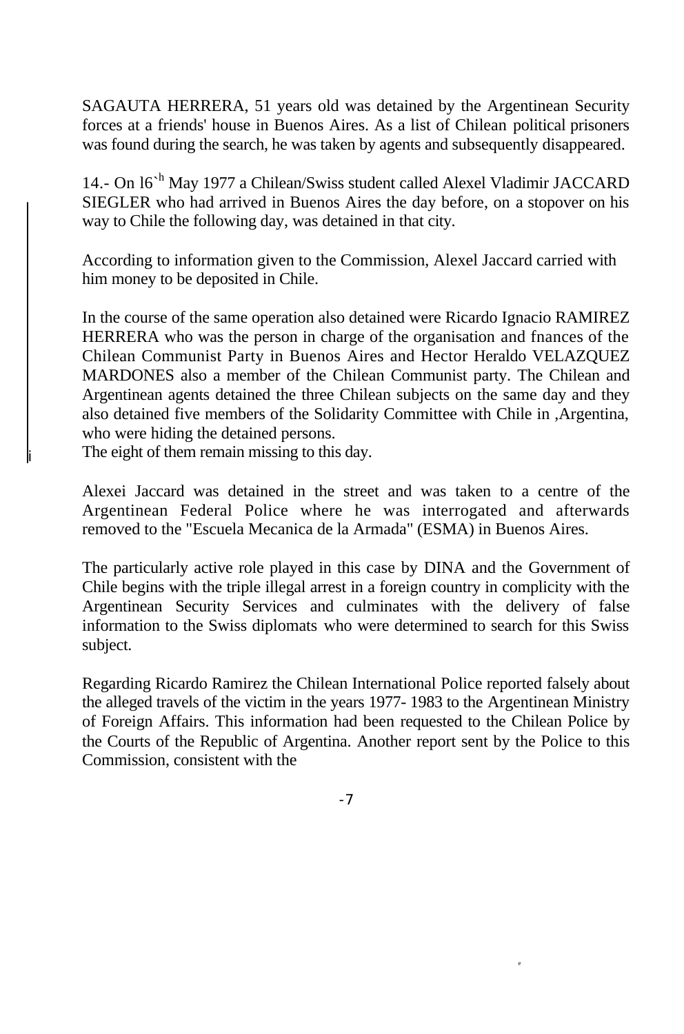SAGAUTA HERRERA, 51 years old was detained by the Argentinean Security forces at a friends' house in Buenos Aires. As a list of Chilean political prisoners was found during the search, he was taken by agents and subsequently disappeared.

14.- On l6`h May 1977 a Chilean/Swiss student called Alexel Vladimir JACCARD SIEGLER who had arrived in Buenos Aires the day before, on a stopover on his way to Chile the following day, was detained in that city.

According to information given to the Commission, Alexel Jaccard carried with him money to be deposited in Chile.

In the course of the same operation also detained were Ricardo Ignacio RAMIREZ HERRERA who was the person in charge of the organisation and fnances of the Chilean Communist Party in Buenos Aires and Hector Heraldo VELAZQUEZ MARDONES also a member of the Chilean Communist party. The Chilean and Argentinean agents detained the three Chilean subjects on the same day and they also detained five members of the Solidarity Committee with Chile in ,Argentina, who were hiding the detained persons.
The eight of them remain missing to this day.

Alexei Jaccard was detained in the street and was taken to a centre of the Argentinean Federal Police where he was interrogated and afterwards removed to the "Escuela Mecanica de la Armada" (ESMA) in Buenos Aires.

The particularly active role played in this case by DINA and the Government of Chile begins with the triple illegal arrest in a foreign country in complicity with the Argentinean Security Services and culminates with the delivery of false information to the Swiss diplomats who were determined to search for this Swiss subject.

Regarding Ricardo Ramirez the Chilean International Police reported falsely about the alleged travels of the victim in the years 1977- 1983 to the Argentinean Ministry of Foreign Affairs. This information had been requested to the Chilean Police by the Courts of the Republic of Argentina. Another report sent by the Police to this Commission, consistent with the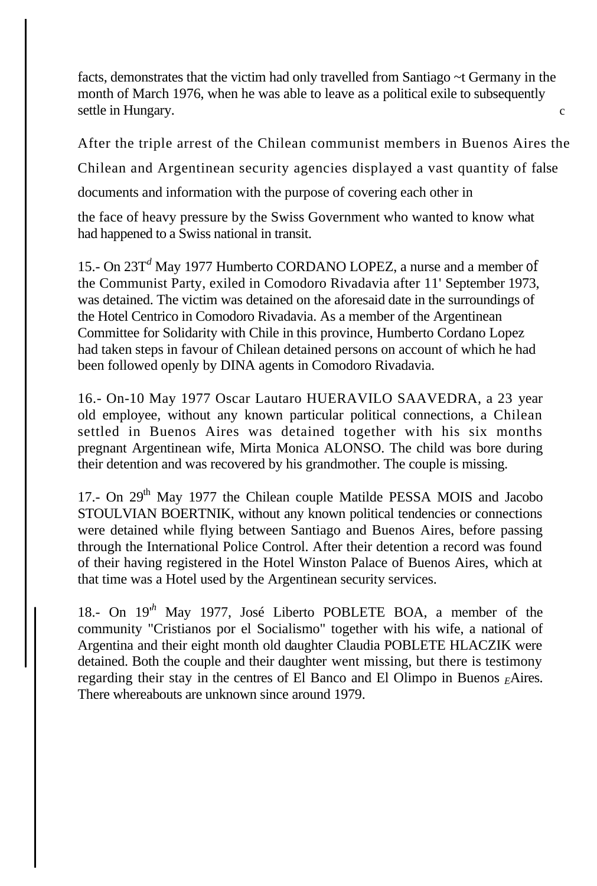facts, demonstrates that the victim had only travelled from Santiago ~t Germany in the month of March 1976, when he was able to leave as a political exile to subsequently settle in Hungary.

After the triple arrest of the Chilean communist members in Buenos Aires the Chilean and Argentinean security agencies displayed a vast quantity of false documents and information with the purpose of covering each other in the face of heavy pressure by the Swiss Government who wanted to know what had happened to a Swiss national in transit.

15.- On 23T[d] May 1977 Humberto CORDANO LOPEZ, a nurse and a member of the Communist Party, exiled in Comodoro Rivadavia after 11' September 1973, was detained. The victim was detained on the aforesaid date in the surroundings of the Hotel Centrico in Comodoro Rivadavia. As a member of the Argentinean Committee for Solidarity with Chile in this province, Humberto Cordano Lopez had taken steps in favour of Chilean detained persons on account of which he had been followed openly by DINA agents in Comodoro Rivadavia.

16.- On-10 May 1977 Oscar Lautaro HUERAVILO SAAVEDRA, a 23 year old employee, without any known particular political connections, a Chilean settled in Buenos Aires was detained together with his six months pregnant Argentinean wife, Mirta Monica ALONSO. The child was bore during their detention and was recovered by his grandmother. The couple is missing.

17.- On 29th May 1977 the Chilean couple Matilde PESSA MOIS and Jacobo STOULVIAN BOERTNIK, without any known political tendencies or connections were detained while flying between Santiago and Buenos Aires, before passing through the International Police Control. After their detention a record was found of their having registered in the Hotel Winston Palace of Buenos Aires, which at that time was a Hotel used by the Argentinean security services.

18.- On 19'h May 1977, José Liberto POBLETE BOA, a member of the community "Cristianos por el Socialismo" together with his wife, a national of Argentina and their eight month old daughter Claudia POBLETE HLACZIK were detained. Both the couple and their daughter went missing, but there is testimony regarding their stay in the centres of El Banco and El Olimpo in Buenos Aires. There whereabouts are unknown since around 1979.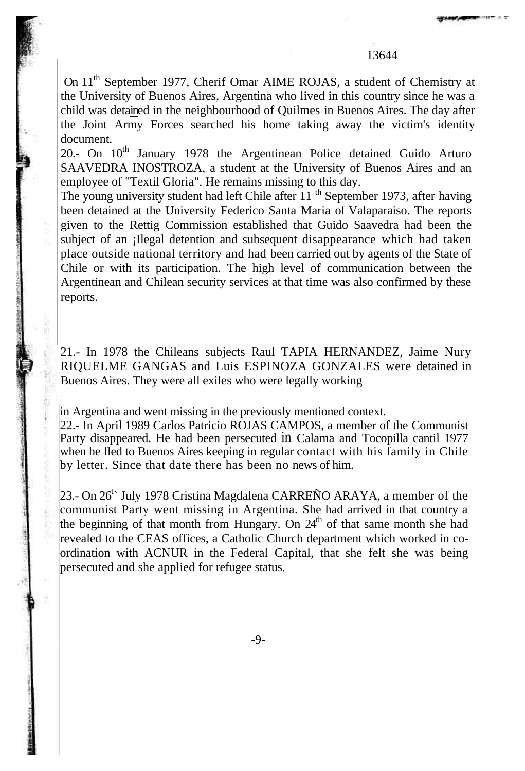On 11th September 1977, Cherif Omar AIME ROJAS, a student of Chemistry at the University of Buenos Aires, Argentina who lived in this country since he was a child was detained in the neighbourhood of Quilmes in Buenos Aires. The day after the Joint Army Forces searched his home taking away the victim's identity document.

20.- On 10th January 1978 the Argentinean Police detained Guido Arturo SAAVEDRA INOSTROZA, a student at the University of Buenos Aires and an employee of "Textil Gloria". He remains missing to this day.

The young university student had left Chile after 11 th September 1973, after having been detained at the University Federico Santa Maria of Valaparaiso. The reports given to the Rettig Commission established that Guido Saavedra had been the subject of an ¡Ilegal detention and subsequent disappearance which had taken place outside national territory and had been carried out by agents of the State of Chile or with its participation. The high level of communication between the Argentinean and Chilean security services at that time was also confirmed by these reports.

21.- In 1978 the Chileans subjects Raul TAPIA HERNANDEZ, Jaime Nury RIQUELME GANGAS and Luis ESPINOZA GONZALES were detained in Buenos Aires. They were all exiles who were legally working in Argentina and went missing in the previously mentioned context.

22.- In April 1989 Carlos Patricio ROJAS CAMPOS, a member of the Communist Party disappeared. He had been persecuted in Calama and Tocopilla cantil 1977 when he fled to Buenos Aires keeping in regular contact with his family in Chile by letter. Since that date there has been no news of him.

23.- On 26t` July 1978 Cristina Magdalena CARREÑO ARAYA, a member of the communist Party went missing in Argentina. She had arrived in that country a the beginning of that month from Hungary. On 24th of that same month she had revealed to the CEAS offices, a Catholic Church department which worked in co-ordination with ACNUR in the Federal Capital, that she felt she was being persecuted and she applied for refugee status.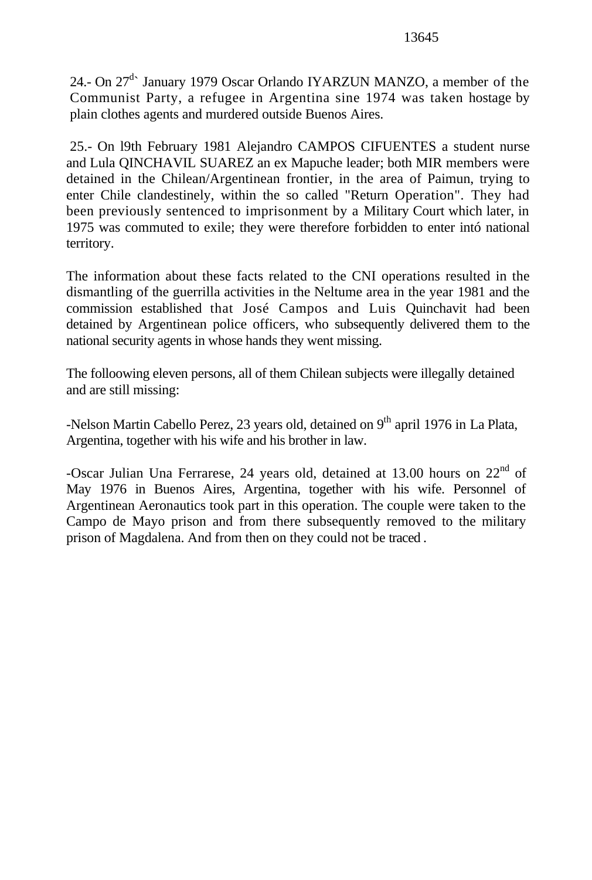24.- On 27[d] January 1979 Oscar Orlando IYARZUN MANZO, a member of the Communist Party, a refugee in Argentina sine 1974 was taken hostage by plain clothes agents and murdered outside Buenos Aires.

25.- On l9th February 1981 Alejandro CAMPOS CIFUENTES a student nurse and Lula QINCHAVIL SUAREZ an ex Mapuche leader; both MIR members were detained in the Chilean/Argentinean frontier, in the area of Paimun, trying to enter Chile clandestinely, within the so called "Return Operation". They had been previously sentenced to imprisonment by a Military Court which later, in 1975 was commuted to exile; they were therefore forbidden to enter intó national territory.

The information about these facts related to the CNI operations resulted in the dismantling of the guerrilla activities in the Neltume area in the year 1981 and the commission established that José Campos and Luis Quinchavit had been detained by Argentinean police officers, who subsequently delivered them to the national security agents in whose hands they went missing.

The folloowing eleven persons, all of them Chilean subjects were illegally detained and are still missing:

-Nelson Martin Cabello Perez, 23 years old, detained on 9th april 1976 in La Plata, Argentina, together with his wife and his brother in law.

-Oscar Julian Una Ferrarese, 24 years old, detained at 13.00 hours on 22nd of May 1976 in Buenos Aires, Argentina, together with his wife. Personnel of Argentinean Aeronautics took part in this operation. The couple were taken to the Campo de Mayo prison and from there subsequently removed to the military prison of Magdalena. And from then on they could not be traced.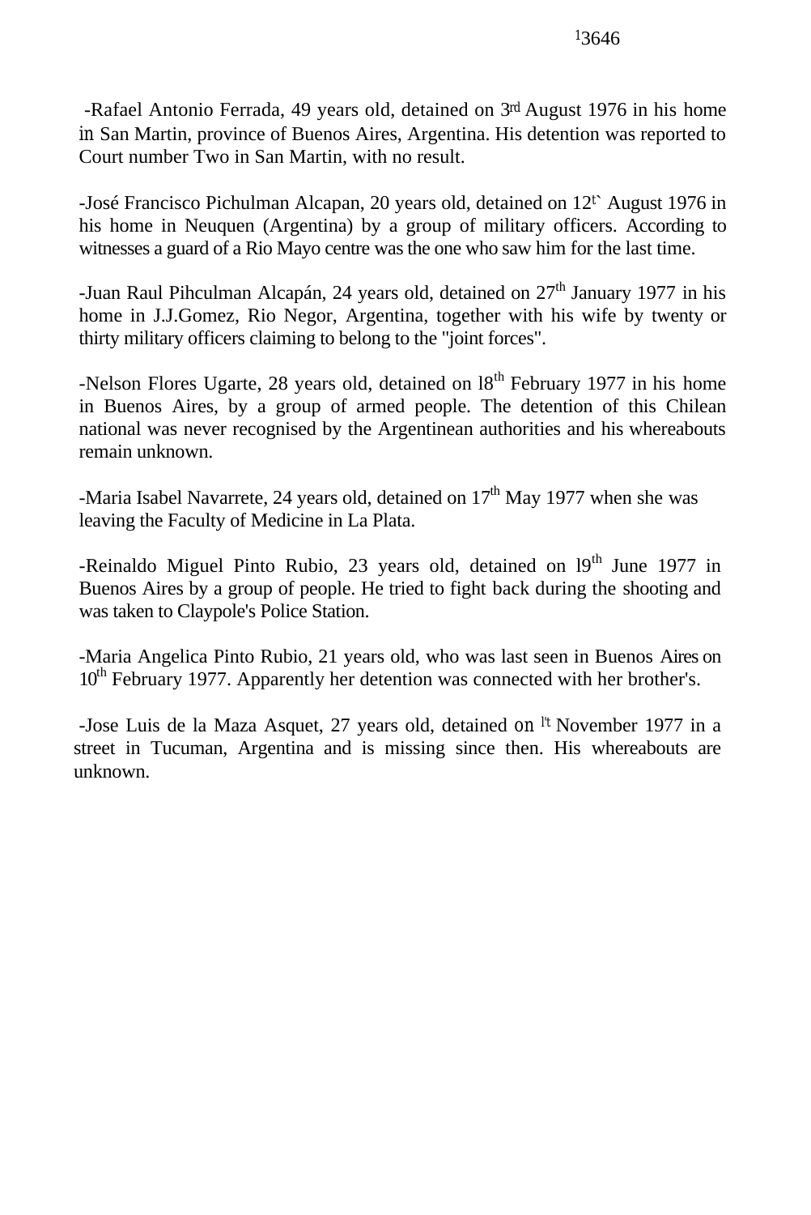-Rafael Antonio Ferrada, 49 years old, detained on 3rd August 1976 in his home in San Martin, province of Buenos Aires, Argentina. His detention was reported to Court number Two in San Martin, with no result.

-José Francisco Pichulman Alcapan, 20 years old, detained on 12th August 1976 in his home in Neuquen (Argentina) by a group of military officers. According to witnesses a guard of a Rio Mayo centre was the one who saw him for the last time.

-Juan Raul Pihculman Alcapán, 24 years old, detained on 27th January 1977 in his home in J.J.Gomez, Rio Negor, Argentina, together with his wife by twenty or thirty military officers claiming to belong to the "joint forces".

-Nelson Flores Ugarte, 28 years old, detained on 18th February 1977 in his home in Buenos Aires, by a group of armed people. The detention of this Chilean national was never recognised by the Argentinean authorities and his whereabouts remain unknown.

-Maria Isabel Navarrete, 24 years old, detained on 17th May 1977 when she was leaving the Faculty of Medicine in La Plata.

-Reinaldo Miguel Pinto Rubio, 23 years old, detained on 19th June 1977 in Buenos Aires by a group of people. He tried to fight back during the shooting and was taken to Claypole's Police Station.

-Maria Angelica Pinto Rubio, 21 years old, who was last seen in Buenos Aires on 10th February 1977. Apparently her detention was connected with her brother's.

-Jose Luis de la Maza Asquet, 27 years old, detained on 1st November 1977 in a street in Tucuman, Argentina and is missing since then. His whereabouts are unknown.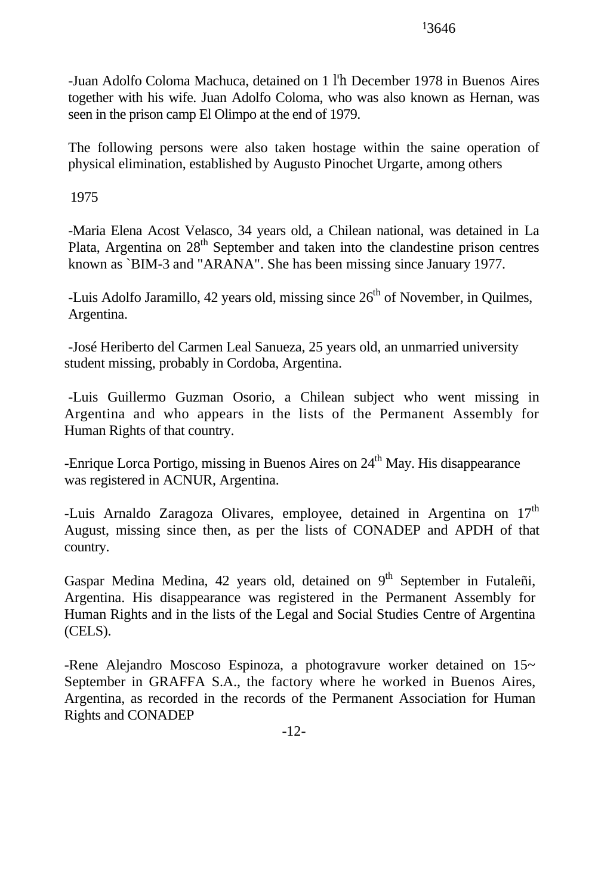-Juan Adolfo Coloma Machuca, detained on 1 l'h December 1978 in Buenos Aires together with his wife. Juan Adolfo Coloma, who was also known as Hernan, was seen in the prison camp El Olimpo at the end of 1979.

The following persons were also taken hostage within the saine operation of physical elimination, established by Augusto Pinochet Urgarte, among others

1975

-Maria Elena Acost Velasco, 34 years old, a Chilean national, was detained in La Plata, Argentina on 28th September and taken into the clandestine prison centres known as `BIM-3 and "ARANA". She has been missing since January 1977.

-Luis Adolfo Jaramillo, 42 years old, missing since 26th of November, in Quilmes, Argentina.

-José Heriberto del Carmen Leal Sanueza, 25 years old, an unmarried university student missing, probably in Cordoba, Argentina.

-Luis Guillermo Guzman Osorio, a Chilean subject who went missing in Argentina and who appears in the lists of the Permanent Assembly for Human Rights of that country.

-Enrique Lorca Portigo, missing in Buenos Aires on 24th May. His disappearance was registered in ACNUR, Argentina.

-Luis Arnaldo Zaragoza Olivares, employee, detained in Argentina on 17th August, missing since then, as per the lists of CONADEP and APDH of that country.

Gaspar Medina Medina, 42 years old, detained on 9th September in Futaleñi, Argentina. His disappearance was registered in the Permanent Assembly for Human Rights and in the lists of the Legal and Social Studies Centre of Argentina (CELS).

-Rene Alejandro Moscoso Espinoza, a photogravure worker detained on 15~ September in GRAFFA S.A., the factory where he worked in Buenos Aires, Argentina, as recorded in the records of the Permanent Association for Human Rights and CONADEP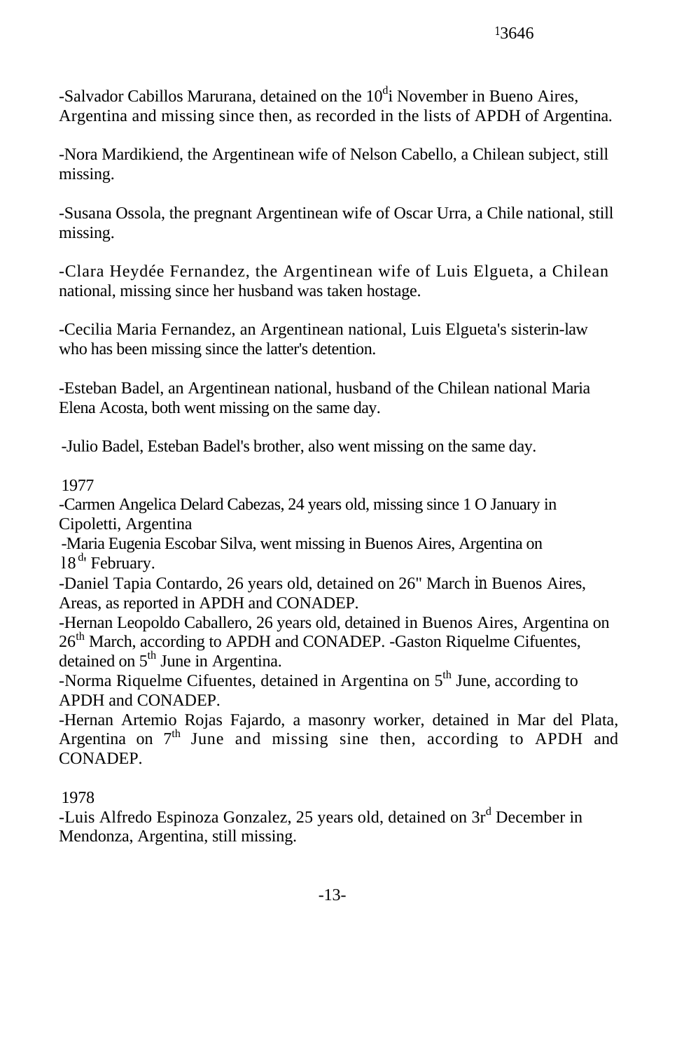-Salvador Cabillos Marurana, detained on the 10[d]i November in Bueno Aires, Argentina and missing since then, as recorded in the lists of APDH of Argentina.

-Nora Mardikiend, the Argentinean wife of Nelson Cabello, a Chilean subject, still missing.

-Susana Ossola, the pregnant Argentinean wife of Oscar Urra, a Chile national, still missing.

-Clara Heydée Fernandez, the Argentinean wife of Luis Elgueta, a Chilean national, missing since her husband was taken hostage.

-Cecilia Maria Fernandez, an Argentinean national, Luis Elgueta's sisterin-law who has been missing since the latter's detention.

-Esteban Badel, an Argentinean national, husband of the Chilean national Maria Elena Acosta, both went missing on the same day.

-Julio Badel, Esteban Badel's brother, also went missing on the same day.

1977

-Carmen Angelica Delard Cabezas, 24 years old, missing since 1 O January in Cipoletti, Argentina

-Maria Eugenia Escobar Silva, went missing in Buenos Aires, Argentina on 18[dr] February.

-Daniel Tapia Contardo, 26 years old, detained on 26" March in Buenos Aires, Areas, as reported in APDH and CONADEP.

-Hernan Leopoldo Caballero, 26 years old, detained in Buenos Aires, Argentina on 26[th] March, according to APDH and CONADEP. -Gaston Riquelme Cifuentes, detained on 5[th] June in Argentina.

-Norma Riquelme Cifuentes, detained in Argentina on 5[th] June, according to APDH and CONADEP.

-Hernan Artemio Rojas Fajardo, a masonry worker, detained in Mar del Plata, Argentina on 7[th] June and missing sine then, according to APDH and CONADEP.

1978

-Luis Alfredo Espinoza Gonzalez, 25 years old, detained on 3r[d] December in Mendonza, Argentina, still missing.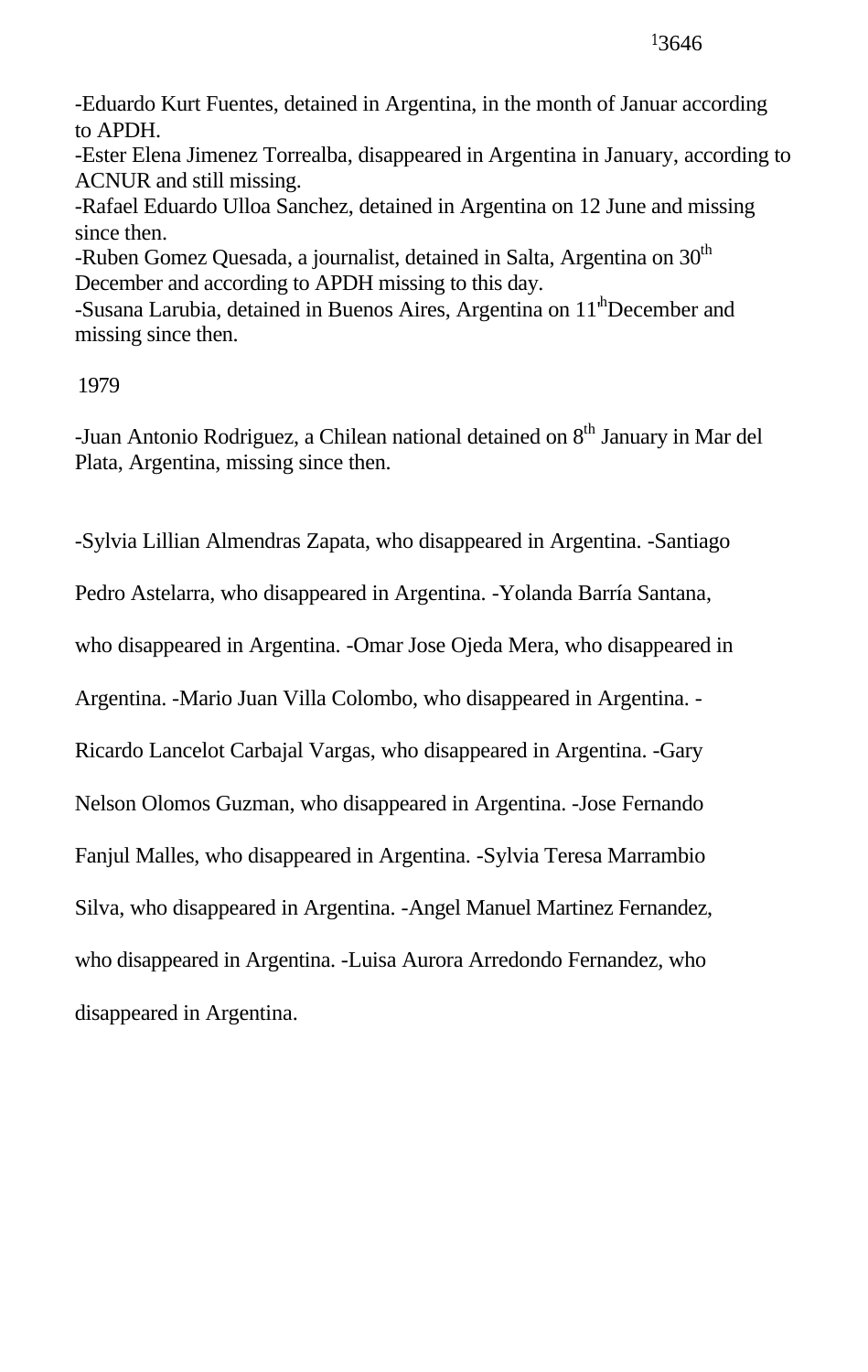-Eduardo Kurt Fuentes, detained in Argentina, in the month of Januar according to APDH.
-Ester Elena Jimenez Torrealba, disappeared in Argentina in January, according to ACNUR and still missing.
-Rafael Eduardo Ulloa Sanchez, detained in Argentina on 12 June and missing since then.
-Ruben Gomez Quesada, a journalist, detained in Salta, Argentina on 30th December and according to APDH missing to this day.
-Susana Larubia, detained in Buenos Aires, Argentina on 11th December and missing since then.

1979

-Juan Antonio Rodriguez, a Chilean national detained on 8th January in Mar del Plata, Argentina, missing since then.

-Sylvia Lillian Almendras Zapata, who disappeared in Argentina. -Santiago Pedro Astelarra, who disappeared in Argentina. -Yolanda Barría Santana, who disappeared in Argentina. -Omar Jose Ojeda Mera, who disappeared in Argentina. -Mario Juan Villa Colombo, who disappeared in Argentina. -Ricardo Lancelot Carbajal Vargas, who disappeared in Argentina. -Gary Nelson Olomos Guzman, who disappeared in Argentina. -Jose Fernando Fanjul Malles, who disappeared in Argentina. -Sylvia Teresa Marrambio Silva, who disappeared in Argentina. -Angel Manuel Martinez Fernandez, who disappeared in Argentina. -Luisa Aurora Arredondo Fernandez, who disappeared in Argentina.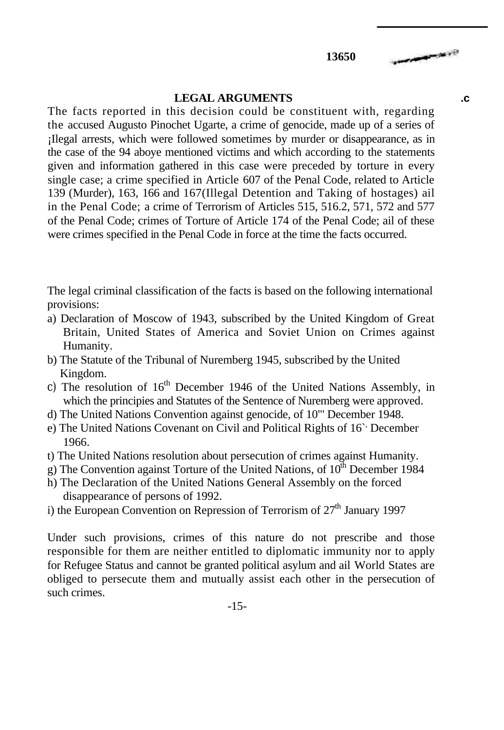13650

## LEGAL ARGUMENTS

The facts reported in this decision could be constituent with, regarding the accused Augusto Pinochet Ugarte, a crime of genocide, made up of a series of ¡Ilegal arrests, which were followed sometimes by murder or disappearance, as in the case of the 94 aboye mentioned victims and which according to the statements given and information gathered in this case were preceded by torture in every single case; a crime specified in Article 607 of the Penal Code, related to Article 139 (Murder), 163, 166 and 167(Illegal Detention and Taking of hostages) ail in the Penal Code; a crime of Terrorism of Articles 515, 516.2, 571, 572 and 577 of the Penal Code; crimes of Torture of Article 174 of the Penal Code; ail of these were crimes specified in the Penal Code in force at the time the facts occurred.

The legal criminal classification of the facts is based on the following international provisions:

a) Declaration of Moscow of 1943, subscribed by the United Kingdom of Great Britain, United States of America and Soviet Union on Crimes against Humanity.
b) The Statute of the Tribunal of Nuremberg 1945, subscribed by the United Kingdom.
c) The resolution of 16th December 1946 of the United Nations Assembly, in which the principies and Statutes of the Sentence of Nuremberg were approved.
d) The United Nations Convention against genocide, of 10"' December 1948.
e) The United Nations Covenant on Civil and Political Rights of 16`' December 1966.
t) The United Nations resolution about persecution of crimes against Humanity.
g) The Convention against Torture of the United Nations, of 10th December 1984
h) The Declaration of the United Nations General Assembly on the forced disappearance of persons of 1992.
i) the European Convention on Repression of Terrorism of 27th January 1997

Under such provisions, crimes of this nature do not prescribe and those responsible for them are neither entitled to diplomatic immunity nor to apply for Refugee Status and cannot be granted political asylum and ail World States are obliged to persecute them and mutually assist each other in the persecution of such crimes.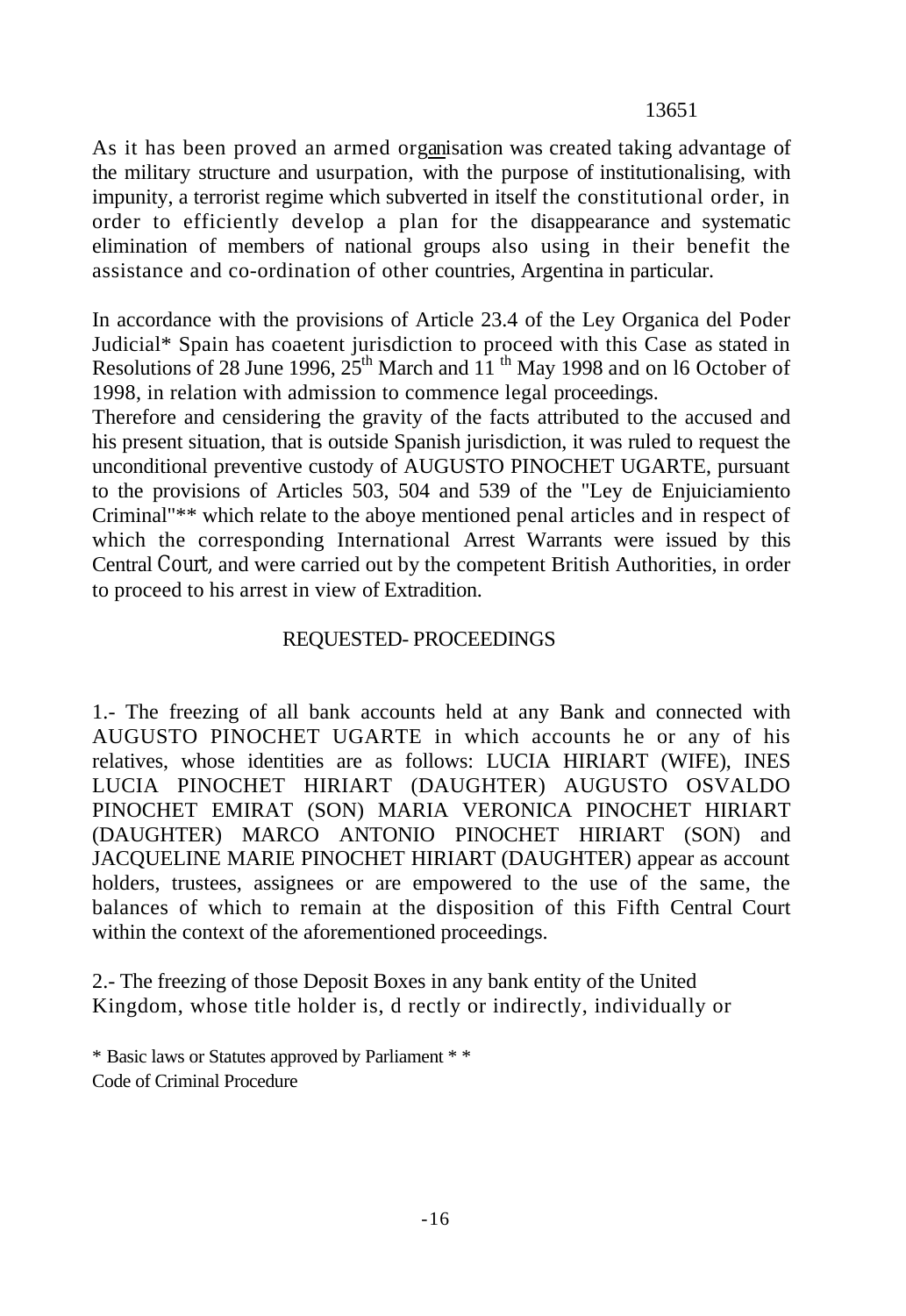As it has been proved an armed organisation was created taking advantage of the military structure and usurpation, with the purpose of institutionalising, with impunity, a terrorist regime which subverted in itself the constitutional order, in order to efficiently develop a plan for the disappearance and systematic elimination of members of national groups also using in their benefit the assistance and co-ordination of other countries, Argentina in particular.

In accordance with the provisions of Article 23.4 of the Ley Organica del Poder Judicial* Spain has coaetent jurisdiction to proceed with this Case as stated in Resolutions of 28 June 1996, 25th March and 11 th May 1998 and on l6 October of 1998, in relation with admission to commence legal proceedings.

Therefore and considering the gravity of the facts attributed to the accused and his present situation, that is outside Spanish jurisdiction, it was ruled to request the unconditional preventive custody of AUGUSTO PINOCHET UGARTE, pursuant to the provisions of Articles 503, 504 and 539 of the "Ley de Enjuiciamiento Criminal"** which relate to the aboye mentioned penal articles and in respect of which the corresponding International Arrest Warrants were issued by this Central Court, and were carried out by the competent British Authorities, in order to proceed to his arrest in view of Extradition.

## REQUESTED- PROCEEDINGS

1.- The freezing of all bank accounts held at any Bank and connected with AUGUSTO PINOCHET UGARTE in which accounts he or any of his relatives, whose identities are as follows: LUCIA HIRIART (WIFE), INES LUCIA PINOCHET HIRIART (DAUGHTER) AUGUSTO OSVALDO PINOCHET EMIRAT (SON) MARIA VERONICA PINOCHET HIRIART (DAUGHTER) MARCO ANTONIO PINOCHET HIRIART (SON) and JACQUELINE MARIE PINOCHET HIRIART (DAUGHTER) appear as account holders, trustees, assignees or are empowered to the use of the same, the balances of which to remain at the disposition of this Fifth Central Court within the context of the aforementioned proceedings.

2.- The freezing of those Deposit Boxes in any bank entity of the United Kingdom, whose title holder is, d rectly or indirectly, individually or

\* Basic laws or Statutes approved by Parliament \*\* Code of Criminal Procedure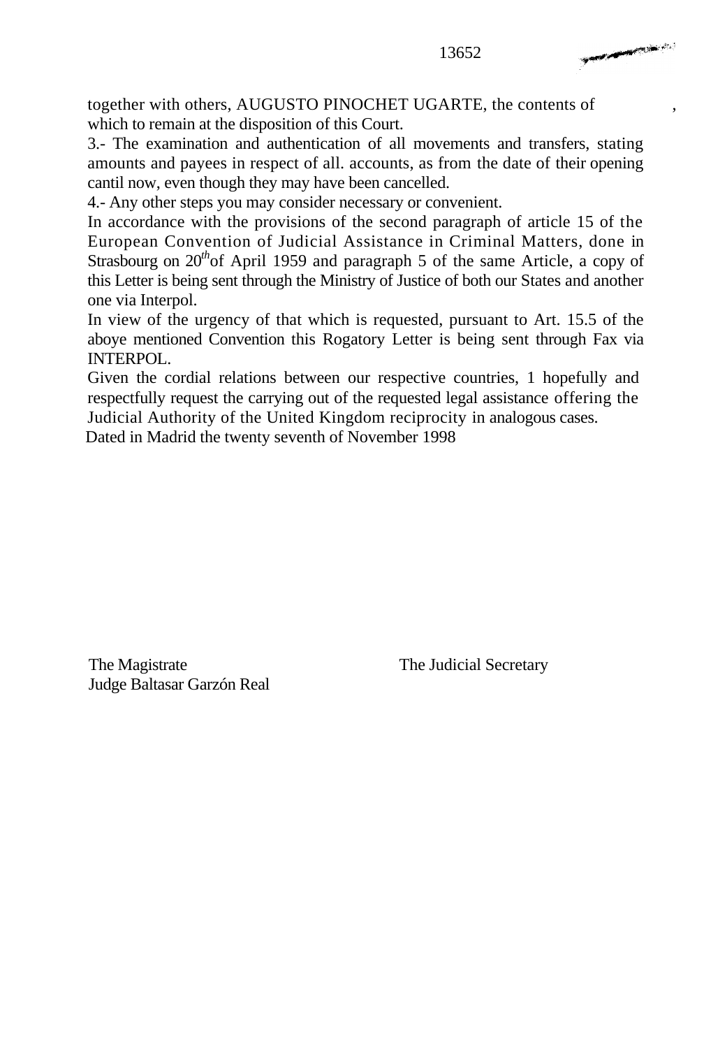together with others, AUGUSTO PINOCHET UGARTE, the contents of which to remain at the disposition of this Court.

3.- The examination and authentication of all movements and transfers, stating amounts and payees in respect of all. accounts, as from the date of their opening cantil now, even though they may have been cancelled.

4.- Any other steps you may consider necessary or convenient.

In accordance with the provisions of the second paragraph of article 15 of the European Convention of Judicial Assistance in Criminal Matters, done in Strasbourg on 20th of April 1959 and paragraph 5 of the same Article, a copy of this Letter is being sent through the Ministry of Justice of both our States and another one via Interpol.

In view of the urgency of that which is requested, pursuant to Art. 15.5 of the aboye mentioned Convention this Rogatory Letter is being sent through Fax via INTERPOL.

Given the cordial relations between our respective countries, 1 hopefully and respectfully request the carrying out of the requested legal assistance offering the Judicial Authority of the United Kingdom reciprocity in analogous cases.

Dated in Madrid the twenty seventh of November 1998

The Magistrate
Judge Baltasar Garzón Real

The Judicial Secretary